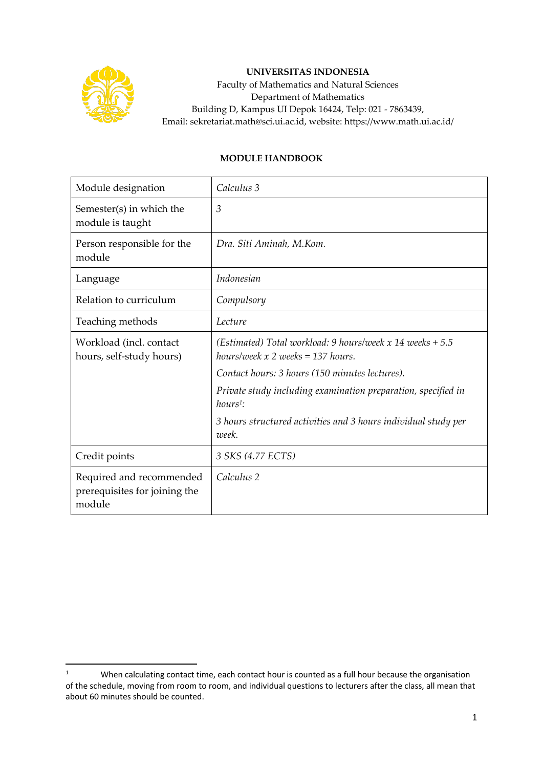**UNIVERSITAS INDONESIA**
Faculty of Mathematics and Natural Sciences
Department of Mathematics
Building D, Kampus UI Depok 16424, Telp: 021 - 7863439,
Email: sekretariat.math@sci.ui.ac.id, website: https://www.math.ui.ac.id/

# MODULE HANDBOOK

| Module designation | *Calculus 3* |
|---|---|
| Semester(s) in which the module is taught | *3* |
| Person responsible for the module | *Dra. Siti Aminah, M.Kom.* |
| Language | *Indonesian* |
| Relation to curriculum | *Compulsory* |
| Teaching methods | *Lecture* |
| Workload (incl. contact hours, self-study hours) | *(Estimated) Total workload: 9 hours/week x 14 weeks + 5.5 hours/week x 2 weeks = 137 hours.*<br>*Contact hours: 3 hours (150 minutes lectures).*<br>*Private study including examination preparation, specified in hours*[1]*:*<br>*3 hours structured activities and 3 hours individual study per week.* |
| Credit points | *3 SKS (4.77 ECTS)* |
| Required and recommended prerequisites for joining the module | *Calculus 2* |

[1] When calculating contact time, each contact hour is counted as a full hour because the organisation of the schedule, moving from room to room, and individual questions to lecturers after the class, all mean that about 60 minutes should be counted.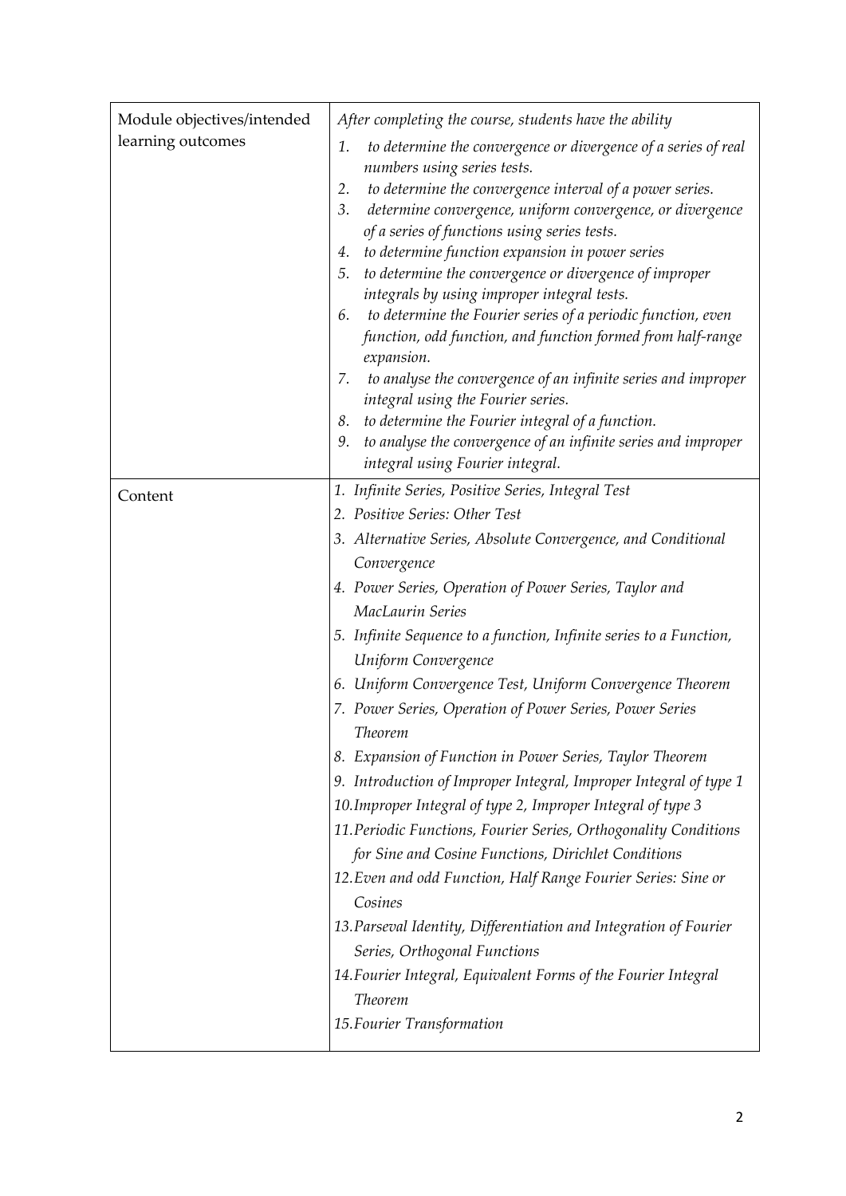| Module objectives/intended learning outcomes | *After completing the course, students have the ability*<br>1. *to determine the convergence or divergence of a series of real numbers using series tests.*<br>2. *to determine the convergence interval of a power series.*<br>3. *determine convergence, uniform convergence, or divergence of a series of functions using series tests.*<br>4. *to determine function expansion in power series*<br>5. *to determine the convergence or divergence of improper integrals by using improper integral tests.*<br>6. *to determine the Fourier series of a periodic function, even function, odd function, and function formed from half-range expansion.*<br>7. *to analyse the convergence of an infinite series and improper integral using the Fourier series.*<br>8. *to determine the Fourier integral of a function.*<br>9. *to analyse the convergence of an infinite series and improper integral using Fourier integral.* |
|---|---|
| Content | 1. *Infinite Series, Positive Series, Integral Test*<br>2. *Positive Series: Other Test*<br>3. *Alternative Series, Absolute Convergence, and Conditional Convergence*<br>4. *Power Series, Operation of Power Series, Taylor and MacLaurin Series*<br>5. *Infinite Sequence to a function, Infinite series to a Function, Uniform Convergence*<br>6. *Uniform Convergence Test, Uniform Convergence Theorem*<br>7. *Power Series, Operation of Power Series, Power Series Theorem*<br>8. *Expansion of Function in Power Series, Taylor Theorem*<br>9. *Introduction of Improper Integral, Improper Integral of type 1*<br>10. *Improper Integral of type 2, Improper Integral of type 3*<br>11. *Periodic Functions, Fourier Series, Orthogonality Conditions for Sine and Cosine Functions, Dirichlet Conditions*<br>12. *Even and odd Function, Half Range Fourier Series: Sine or Cosines*<br>13. *Parseval Identity, Differentiation and Integration of Fourier Series, Orthogonal Functions*<br>14. *Fourier Integral, Equivalent Forms of the Fourier Integral Theorem*<br>15. *Fourier Transformation* |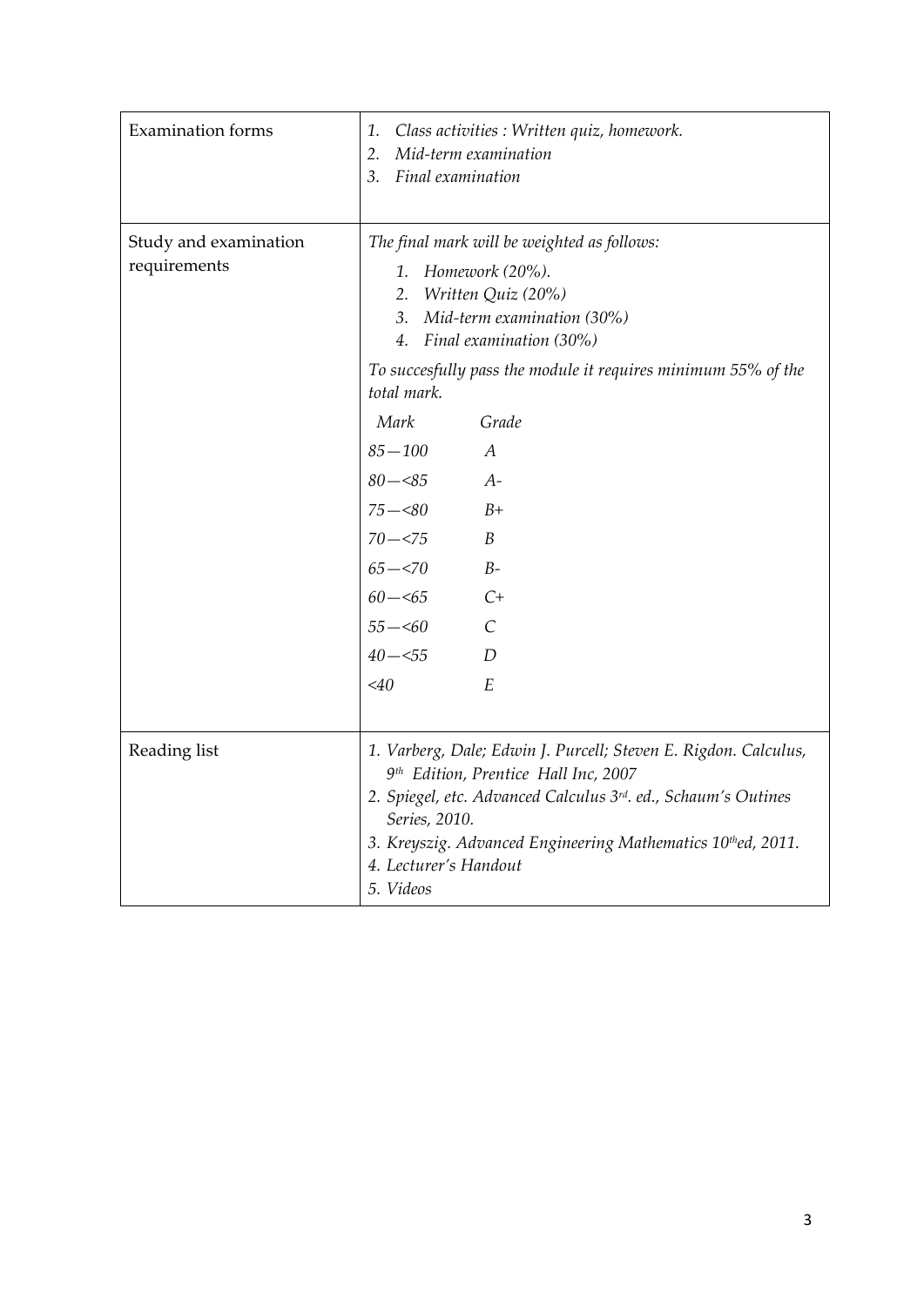| | |
|---|---|
| Examination forms | 1. *Class activities : Written quiz, homework.*<br>2. *Mid-term examination*<br>3. *Final examination* |
| Study and examination requirements | *The final mark will be weighted as follows:*<br>1. *Homework (20%).*<br>2. *Written Quiz (20%)*<br>3. *Mid-term examination (30%)*<br>4. *Final examination (30%)*<br><br>*To succesfully pass the module it requires minimum 55% of the total mark.*<br><br>*Mark — Grade*<br>*85 — 100 — A*<br>*80 — <85 — A-*<br>*75 — <80 — B+*<br>*70 — <75 — B*<br>*65 — <70 — B-*<br>*60 — <65 — C+*<br>*55 — <60 — C*<br>*40 — <55 — D*<br>*<40 — E* |
| Reading list | *1. Varberg, Dale; Edwin J. Purcell; Steven E. Rigdon. Calculus, 9th Edition, Prentice Hall Inc, 2007*<br>*2. Spiegel, etc. Advanced Calculus 3rd. ed., Schaum's Outines Series, 2010.*<br>*3. Kreyszig. Advanced Engineering Mathematics 10thed, 2011.*<br>*4. Lecturer's Handout*<br>*5. Videos* |